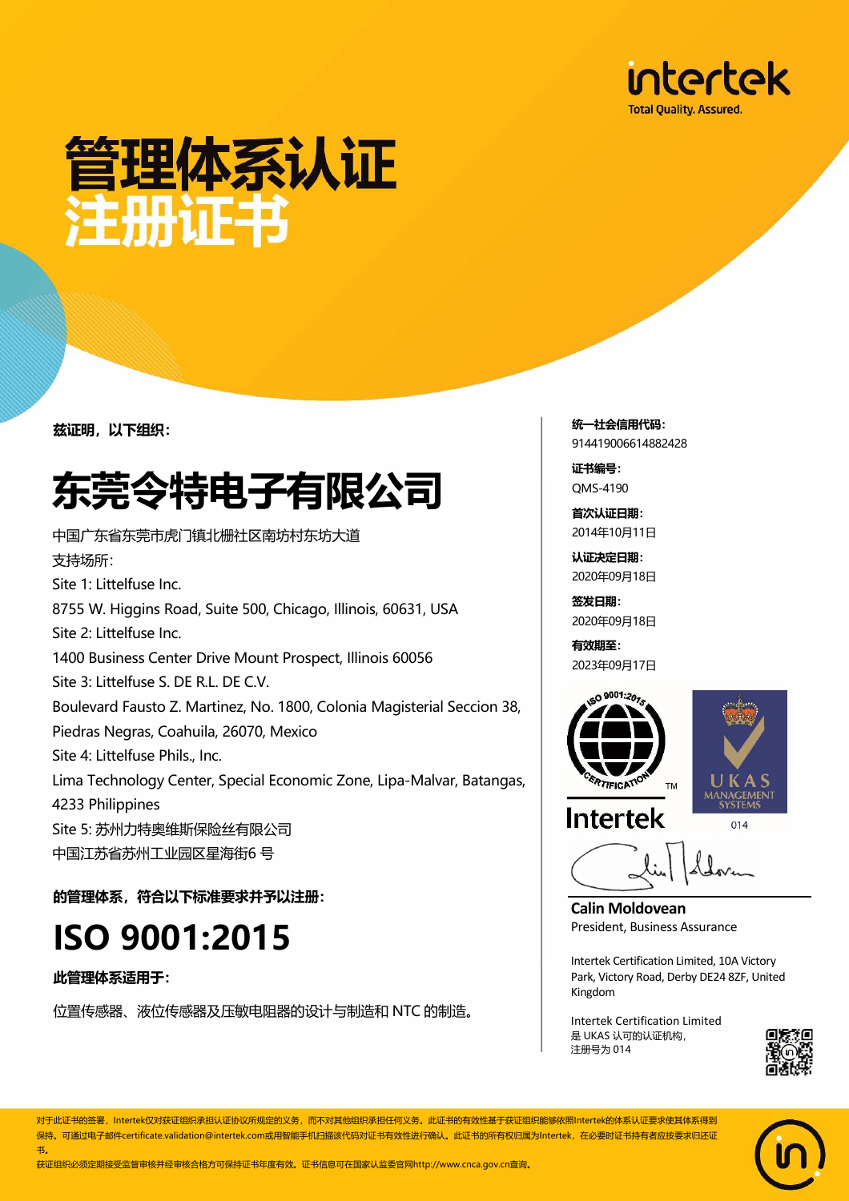intertek
Total Quality. Assured.

# 管理体系认证
# 注册证书

**兹证明，以下组织：**

# 东莞令特电子有限公司

中国广东省东莞市虎门镇北栅社区南坊村东坊大道
支持场所：
Site 1: Littelfuse Inc.
8755 W. Higgins Road, Suite 500, Chicago, Illinois, 60631, USA
Site 2: Littelfuse Inc.
1400 Business Center Drive Mount Prospect, Illinois 60056
Site 3: Littelfuse S. DE R.L. DE C.V.
Boulevard Fausto Z. Martinez, No. 1800, Colonia Magisterial Seccion 38, Piedras Negras, Coahuila, 26070, Mexico
Site 4: Littelfuse Phils., Inc.
Lima Technology Center, Special Economic Zone, Lipa-Malvar, Batangas, 4233 Philippines
Site 5: 苏州力特奥维斯保险丝有限公司
中国江苏省苏州工业园区星海街6 号

**的管理体系，符合以下标准要求并予以注册：**

# ISO 9001:2015

**此管理体系适用于：**

位置传感器、液位传感器及压敏电阻器的设计与制造和 NTC 的制造。

**统一社会信用代码：**
914419006614882428

**证书编号：**
QMS-4190

**首次认证日期：**
2014年10月11日

**认证决定日期：**
2020年09月18日

**签发日期：**
2020年09月18日

**有效期至：**
2023年09月17日

ISO 9001:2015 CERTIFICATION TM
Intertek

UKAS MANAGEMENT SYSTEMS
014

**Calin Moldovean**
President, Business Assurance

Intertek Certification Limited, 10A Victory Park, Victory Road, Derby DE24 8ZF, United Kingdom

Intertek Certification Limited
是 UKAS 认可的认证机构，
注册号为 014

对于此证书的签署，Intertek仅对获证组织承担认证协议所规定的义务，而不对其他组织承担任何义务。此证书的有效性基于获证组织能够依照Intertek的体系认证要求使其体系得到保持。可通过电子邮件certificate.validation@intertek.com或用智能手机扫描该代码对证书有效性进行确认。此证书的所有权归属为Intertek，在必要时证书持有者应按要求归还证书。
获证组织必须定期接受监督审核并经审核合格方可保持证书年度有效。证书信息可在国家认监委官网http://www.cnca.gov.cn查询。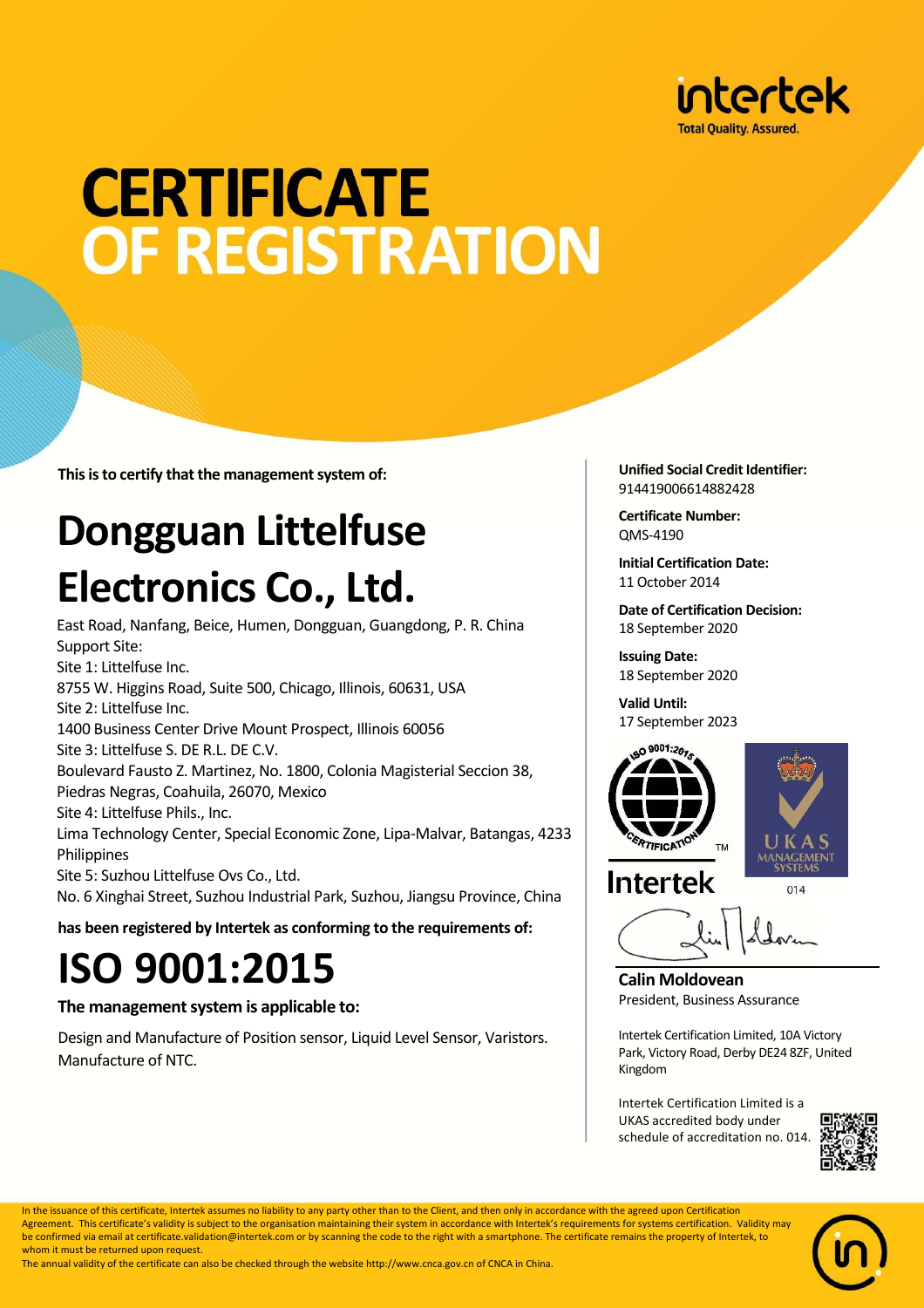intertek
Total Quality. Assured.

# CERTIFICATE OF REGISTRATION

**This is to certify that the management system of:**

## Dongguan Littelfuse Electronics Co., Ltd.

East Road, Nanfang, Beice, Humen, Dongguan, Guangdong, P. R. China
Support Site:
Site 1: Littelfuse Inc.
8755 W. Higgins Road, Suite 500, Chicago, Illinois, 60631, USA
Site 2: Littelfuse Inc.
1400 Business Center Drive Mount Prospect, Illinois 60056
Site 3: Littelfuse S. DE R.L. DE C.V.
Boulevard Fausto Z. Martinez, No. 1800, Colonia Magisterial Seccion 38, Piedras Negras, Coahuila, 26070, Mexico
Site 4: Littelfuse Phils., Inc.
Lima Technology Center, Special Economic Zone, Lipa-Malvar, Batangas, 4233 Philippines
Site 5: Suzhou Littelfuse Ovs Co., Ltd.
No. 6 Xinghai Street, Suzhou Industrial Park, Suzhou, Jiangsu Province, China

**has been registered by Intertek as conforming to the requirements of:**

# ISO 9001:2015

**The management system is applicable to:**

Design and Manufacture of Position sensor, Liquid Level Sensor, Varistors. Manufacture of NTC.

**Unified Social Credit Identifier:**
914419006614882428

**Certificate Number:**
QMS-4190

**Initial Certification Date:**
11 October 2014

**Date of Certification Decision:**
18 September 2020

**Issuing Date:**
18 September 2020

**Valid Until:**
17 September 2023

ISO 9001:2015 CERTIFICATION TM
Intertek

UKAS MANAGEMENT SYSTEMS
014

**Calin Moldovean**
President, Business Assurance

Intertek Certification Limited, 10A Victory Park, Victory Road, Derby DE24 8ZF, United Kingdom

Intertek Certification Limited is a UKAS accredited body under schedule of accreditation no. 014.

In the issuance of this certificate, Intertek assumes no liability to any party other than to the Client, and then only in accordance with the agreed upon Certification Agreement. This certificate's validity is subject to the organisation maintaining their system in accordance with Intertek's requirements for systems certification. Validity may be confirmed via email at certificate.validation@intertek.com or by scanning the code to the right with a smartphone. The certificate remains the property of Intertek, to whom it must be returned upon request.
The annual validity of the certificate can also be checked through the website http://www.cnca.gov.cn of CNCA in China.